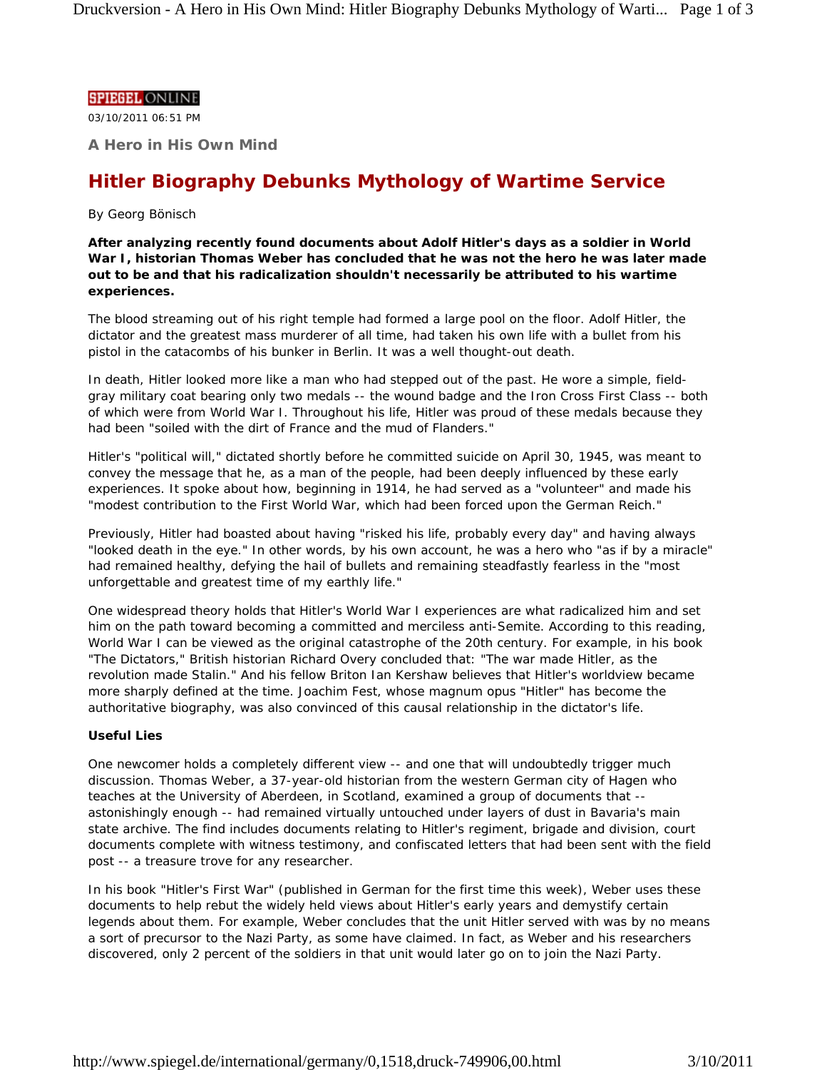SPIEGEL ONLINE

03/10/2011 06:51 PM

**A Hero in His Own Mind**

# Hitler Biography Debunks Mythology of Wartime Service

By Georg Bönisch

**After analyzing recently found documents about Adolf Hitler's days as a soldier in World War I, historian Thomas Weber has concluded that he was not the hero he was later made out to be and that his radicalization shouldn't necessarily be attributed to his wartime experiences.**

The blood streaming out of his right temple had formed a large pool on the floor. Adolf Hitler, the dictator and the greatest mass murderer of all time, had taken his own life with a bullet from his pistol in the catacombs of his bunker in Berlin. It was a well thought-out death.

In death, Hitler looked more like a man who had stepped out of the past. He wore a simple, field-gray military coat bearing only two medals -- the wound badge and the Iron Cross First Class -- both of which were from World War I. Throughout his life, Hitler was proud of these medals because they had been "soiled with the dirt of France and the mud of Flanders."

Hitler's "political will," dictated shortly before he committed suicide on April 30, 1945, was meant to convey the message that he, as a man of the people, had been deeply influenced by these early experiences. It spoke about how, beginning in 1914, he had served as a "volunteer" and made his "modest contribution to the First World War, which had been forced upon the German Reich."

Previously, Hitler had boasted about having "risked his life, probably every day" and having always "looked death in the eye." In other words, by his own account, he was a hero who "as if by a miracle" had remained healthy, defying the hail of bullets and remaining steadfastly fearless in the "most unforgettable and greatest time of my earthly life."

One widespread theory holds that Hitler's World War I experiences are what radicalized him and set him on the path toward becoming a committed and merciless anti-Semite. According to this reading, World War I can be viewed as the original catastrophe of the 20th century. For example, in his book "The Dictators," British historian Richard Overy concluded that: "The war made Hitler, as the revolution made Stalin." And his fellow Briton Ian Kershaw believes that Hitler's worldview became more sharply defined at the time. Joachim Fest, whose magnum opus "Hitler" has become the authoritative biography, was also convinced of this causal relationship in the dictator's life.

**Useful Lies**

One newcomer holds a completely different view -- and one that will undoubtedly trigger much discussion. Thomas Weber, a 37-year-old historian from the western German city of Hagen who teaches at the University of Aberdeen, in Scotland, examined a group of documents that -- astonishingly enough -- had remained virtually untouched under layers of dust in Bavaria's main state archive. The find includes documents relating to Hitler's regiment, brigade and division, court documents complete with witness testimony, and confiscated letters that had been sent with the field post -- a treasure trove for any researcher.

In his book "Hitler's First War" (published in German for the first time this week), Weber uses these documents to help rebut the widely held views about Hitler's early years and demystify certain legends about them. For example, Weber concludes that the unit Hitler served with was by no means a sort of precursor to the Nazi Party, as some have claimed. In fact, as Weber and his researchers discovered, only 2 percent of the soldiers in that unit would later go on to join the Nazi Party.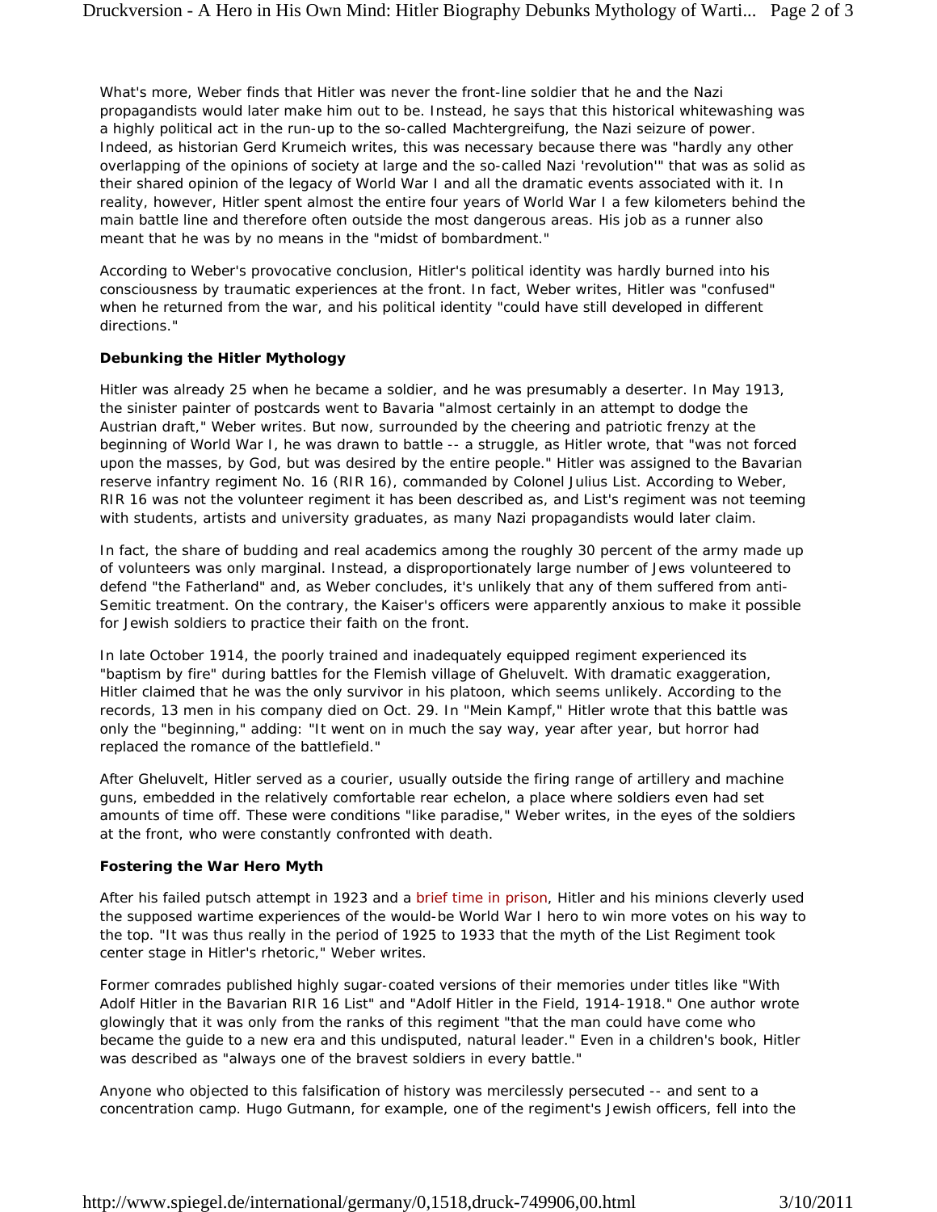What's more, Weber finds that Hitler was never the front-line soldier that he and the Nazi propagandists would later make him out to be. Instead, he says that this historical whitewashing was a highly political act in the run-up to the so-called Machtergreifung, the Nazi seizure of power. Indeed, as historian Gerd Krumeich writes, this was necessary because there was "hardly any other overlapping of the opinions of society at large and the so-called Nazi 'revolution'" that was as solid as their shared opinion of the legacy of World War I and all the dramatic events associated with it. In reality, however, Hitler spent almost the entire four years of World War I a few kilometers behind the main battle line and therefore often outside the most dangerous areas. His job as a runner also meant that he was by no means in the "midst of bombardment."

According to Weber's provocative conclusion, Hitler's political identity was hardly burned into his consciousness by traumatic experiences at the front. In fact, Weber writes, Hitler was "confused" when he returned from the war, and his political identity "could have still developed in different directions."

**Debunking the Hitler Mythology**

Hitler was already 25 when he became a soldier, and he was presumably a deserter. In May 1913, the sinister painter of postcards went to Bavaria "almost certainly in an attempt to dodge the Austrian draft," Weber writes. But now, surrounded by the cheering and patriotic frenzy at the beginning of World War I, he was drawn to battle -- a struggle, as Hitler wrote, that "was not forced upon the masses, by God, but was desired by the entire people." Hitler was assigned to the Bavarian reserve infantry regiment No. 16 (RIR 16), commanded by Colonel Julius List. According to Weber, RIR 16 was not the volunteer regiment it has been described as, and List's regiment was not teeming with students, artists and university graduates, as many Nazi propagandists would later claim.

In fact, the share of budding and real academics among the roughly 30 percent of the army made up of volunteers was only marginal. Instead, a disproportionately large number of Jews volunteered to defend "the Fatherland" and, as Weber concludes, it's unlikely that any of them suffered from anti-Semitic treatment. On the contrary, the Kaiser's officers were apparently anxious to make it possible for Jewish soldiers to practice their faith on the front.

In late October 1914, the poorly trained and inadequately equipped regiment experienced its "baptism by fire" during battles for the Flemish village of Gheluvelt. With dramatic exaggeration, Hitler claimed that he was the only survivor in his platoon, which seems unlikely. According to the records, 13 men in his company died on Oct. 29. In "Mein Kampf," Hitler wrote that this battle was only the "beginning," adding: "It went on in much the say way, year after year, but horror had replaced the romance of the battlefield."

After Gheluvelt, Hitler served as a courier, usually outside the firing range of artillery and machine guns, embedded in the relatively comfortable rear echelon, a place where soldiers even had set amounts of time off. These were conditions "like paradise," Weber writes, in the eyes of the soldiers at the front, who were constantly confronted with death.

**Fostering the War Hero Myth**

After his failed putsch attempt in 1923 and a brief time in prison, Hitler and his minions cleverly used the supposed wartime experiences of the would-be World War I hero to win more votes on his way to the top. "It was thus really in the period of 1925 to 1933 that the myth of the List Regiment took center stage in Hitler's rhetoric," Weber writes.

Former comrades published highly sugar-coated versions of their memories under titles like "With Adolf Hitler in the Bavarian RIR 16 List" and "Adolf Hitler in the Field, 1914-1918." One author wrote glowingly that it was only from the ranks of this regiment "that the man could have come who became the guide to a new era and this undisputed, natural leader." Even in a children's book, Hitler was described as "always one of the bravest soldiers in every battle."

Anyone who objected to this falsification of history was mercilessly persecuted -- and sent to a concentration camp. Hugo Gutmann, for example, one of the regiment's Jewish officers, fell into the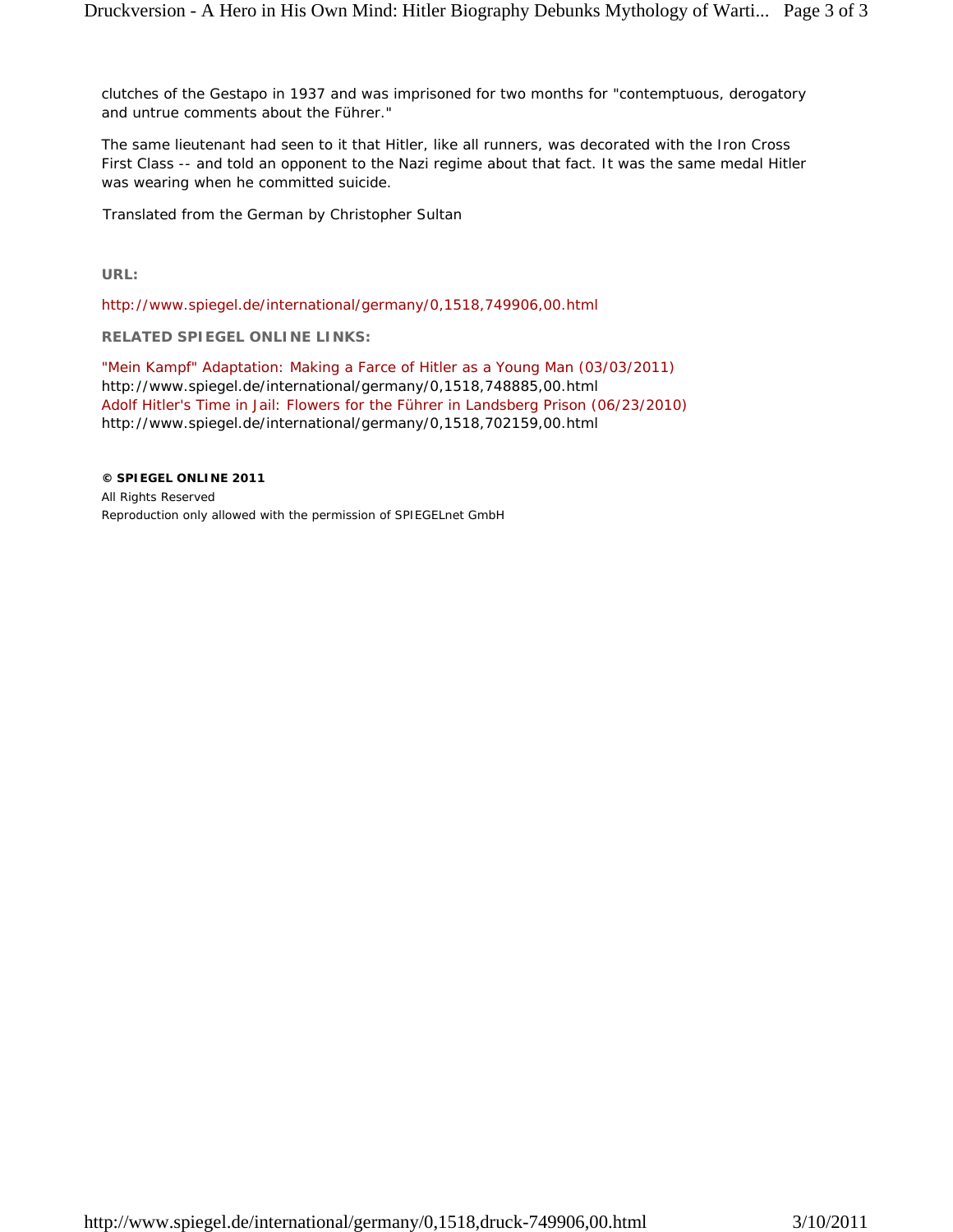clutches of the Gestapo in 1937 and was imprisoned for two months for "contemptuous, derogatory and untrue comments about the Führer."

The same lieutenant had seen to it that Hitler, like all runners, was decorated with the Iron Cross First Class -- and told an opponent to the Nazi regime about that fact. It was the same medal Hitler was wearing when he committed suicide.

Translated from the German by Christopher Sultan

**URL:**

http://www.spiegel.de/international/germany/0,1518,749906,00.html

**RELATED SPIEGEL ONLINE LINKS:**

"Mein Kampf" Adaptation: Making a Farce of Hitler as a Young Man (03/03/2011)
http://www.spiegel.de/international/germany/0,1518,748885,00.html
Adolf Hitler's Time in Jail: Flowers for the Führer in Landsberg Prison (06/23/2010)
http://www.spiegel.de/international/germany/0,1518,702159,00.html

**© SPIEGEL ONLINE 2011**
All Rights Reserved
Reproduction only allowed with the permission of SPIEGELnet GmbH